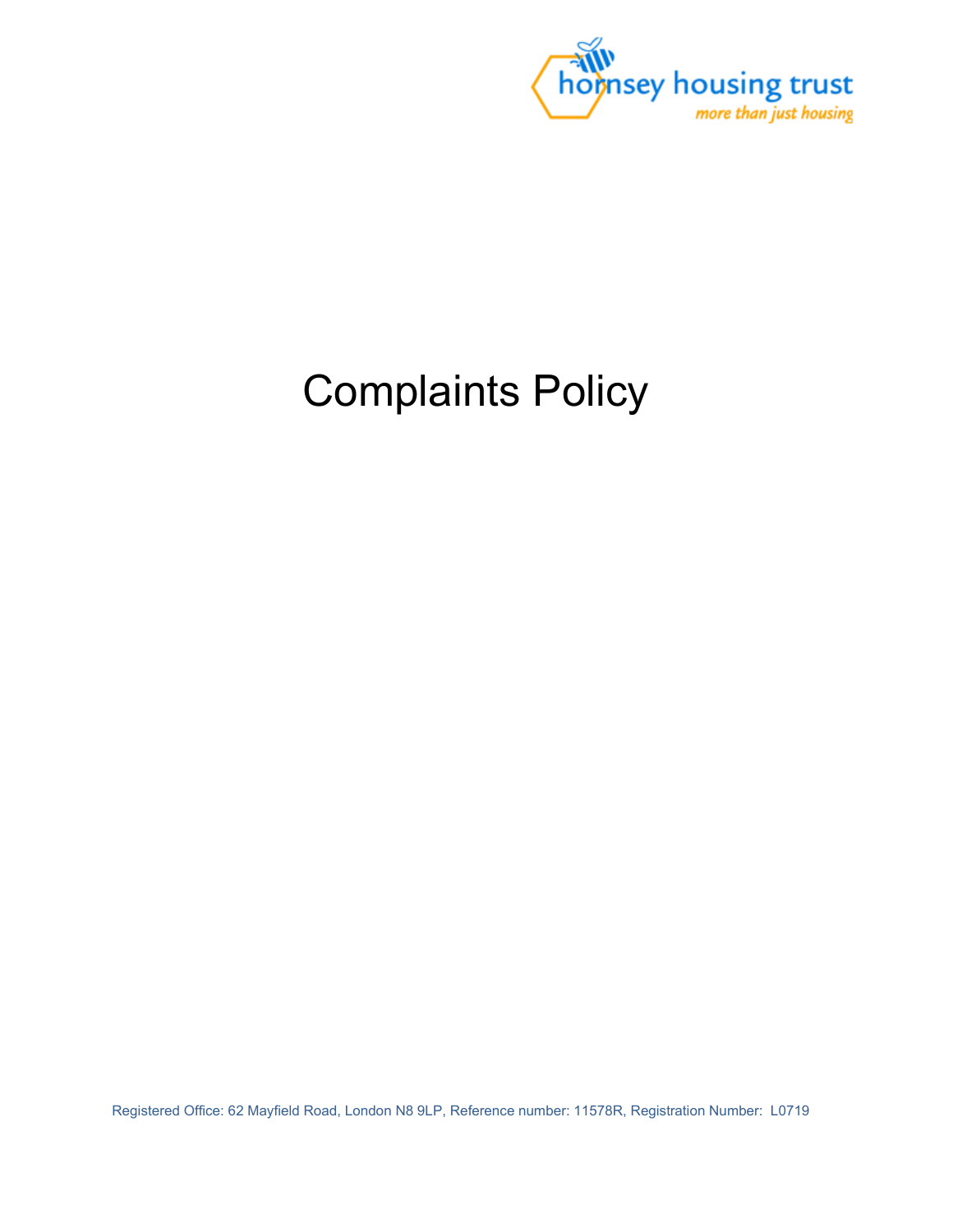hornsey housing trust

*more than just housing*

# Complaints Policy

Registered Office: 62 Mayfield Road, London N8 9LP, Reference number: 11578R, Registration Number: L0719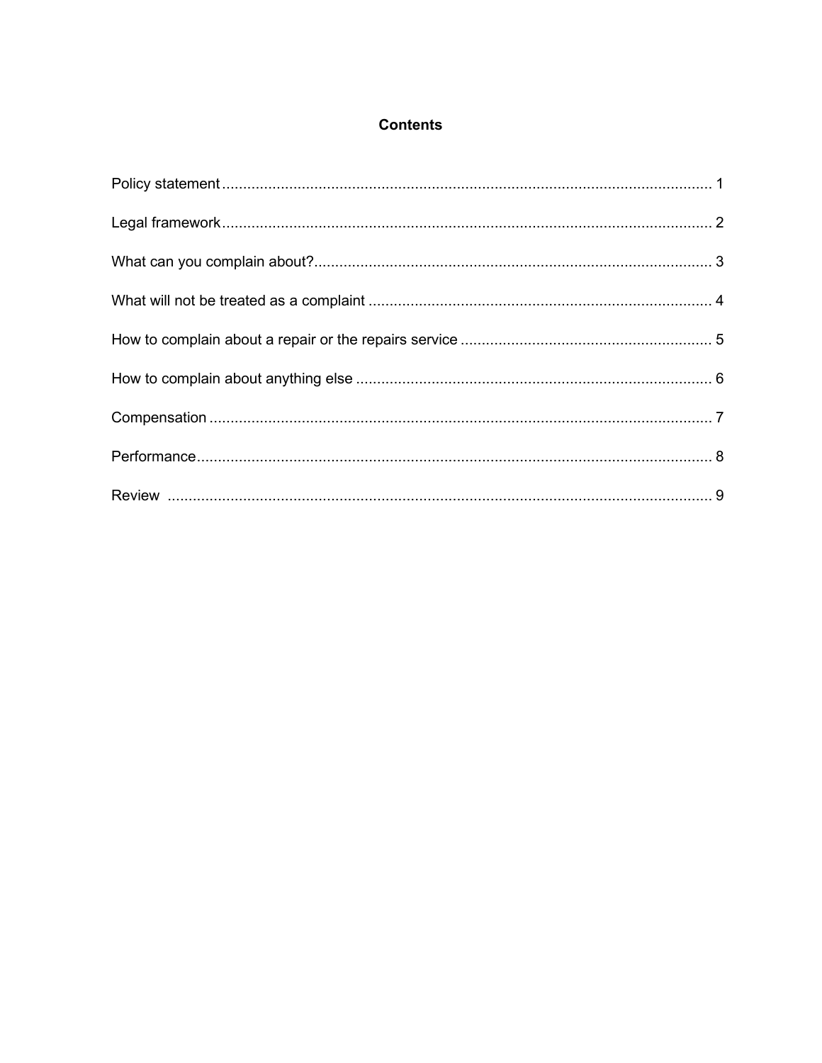## Contents

Policy statement ..................................................................................................................... 1

Legal framework ..................................................................................................................... 2

What can you complain about? ............................................................................................... 3

What will not be treated as a complaint .................................................................................. 4

How to complain about a repair or the repairs service ............................................................ 5

How to complain about anything else ..................................................................................... 6

Compensation ......................................................................................................................... 7

Performance ............................................................................................................................ 8

Review .................................................................................................................................... 9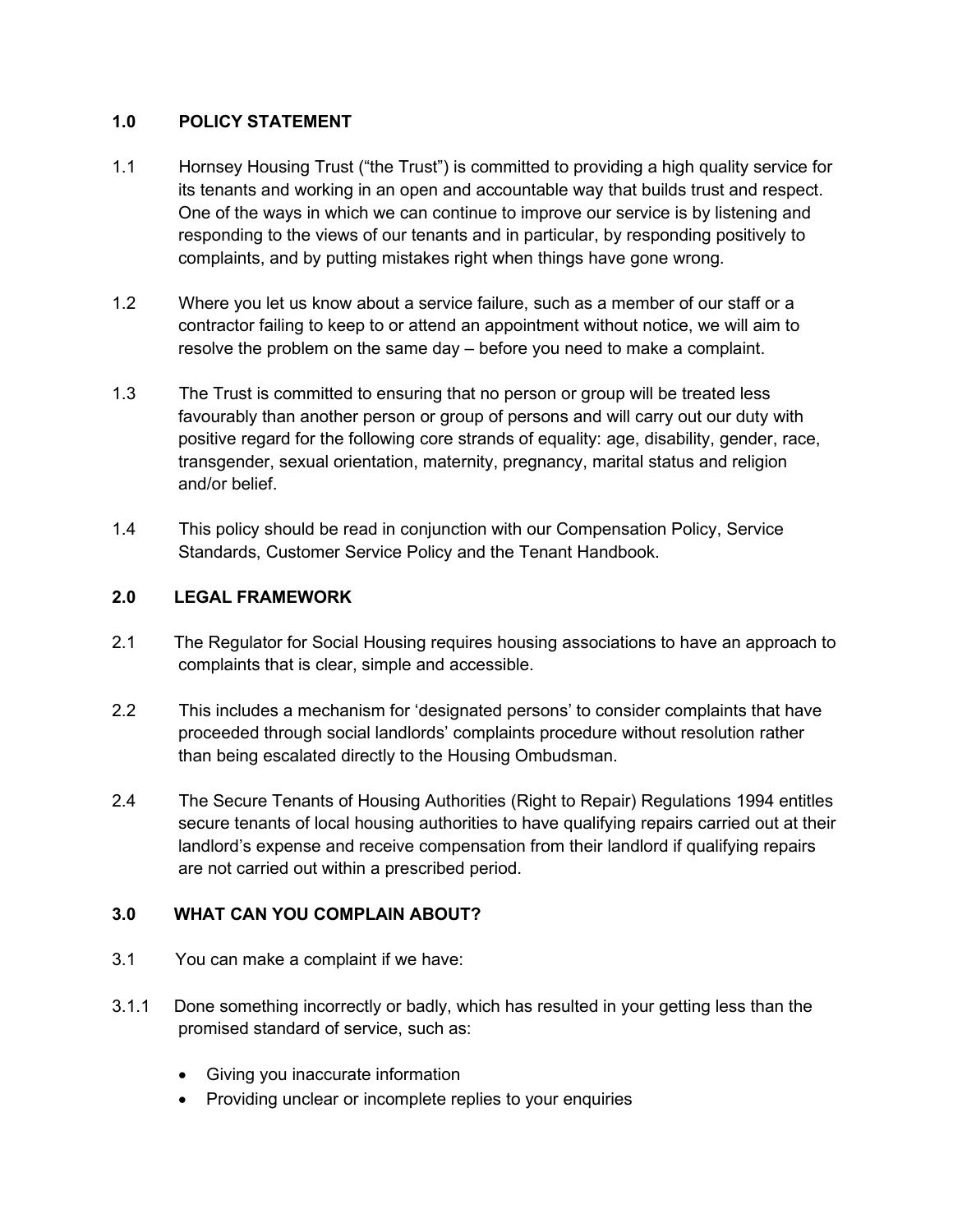## 1.0 POLICY STATEMENT

1.1 Hornsey Housing Trust ("the Trust") is committed to providing a high quality service for its tenants and working in an open and accountable way that builds trust and respect. One of the ways in which we can continue to improve our service is by listening and responding to the views of our tenants and in particular, by responding positively to complaints, and by putting mistakes right when things have gone wrong.

1.2 Where you let us know about a service failure, such as a member of our staff or a contractor failing to keep to or attend an appointment without notice, we will aim to resolve the problem on the same day – before you need to make a complaint.

1.3 The Trust is committed to ensuring that no person or group will be treated less favourably than another person or group of persons and will carry out our duty with positive regard for the following core strands of equality: age, disability, gender, race, transgender, sexual orientation, maternity, pregnancy, marital status and religion and/or belief.

1.4 This policy should be read in conjunction with our Compensation Policy, Service Standards, Customer Service Policy and the Tenant Handbook.

## 2.0 LEGAL FRAMEWORK

2.1 The Regulator for Social Housing requires housing associations to have an approach to complaints that is clear, simple and accessible.

2.2 This includes a mechanism for 'designated persons' to consider complaints that have proceeded through social landlords' complaints procedure without resolution rather than being escalated directly to the Housing Ombudsman.

2.4 The Secure Tenants of Housing Authorities (Right to Repair) Regulations 1994 entitles secure tenants of local housing authorities to have qualifying repairs carried out at their landlord's expense and receive compensation from their landlord if qualifying repairs are not carried out within a prescribed period.

## 3.0 WHAT CAN YOU COMPLAIN ABOUT?

3.1 You can make a complaint if we have:

3.1.1 Done something incorrectly or badly, which has resulted in your getting less than the promised standard of service, such as:

- Giving you inaccurate information
- Providing unclear or incomplete replies to your enquiries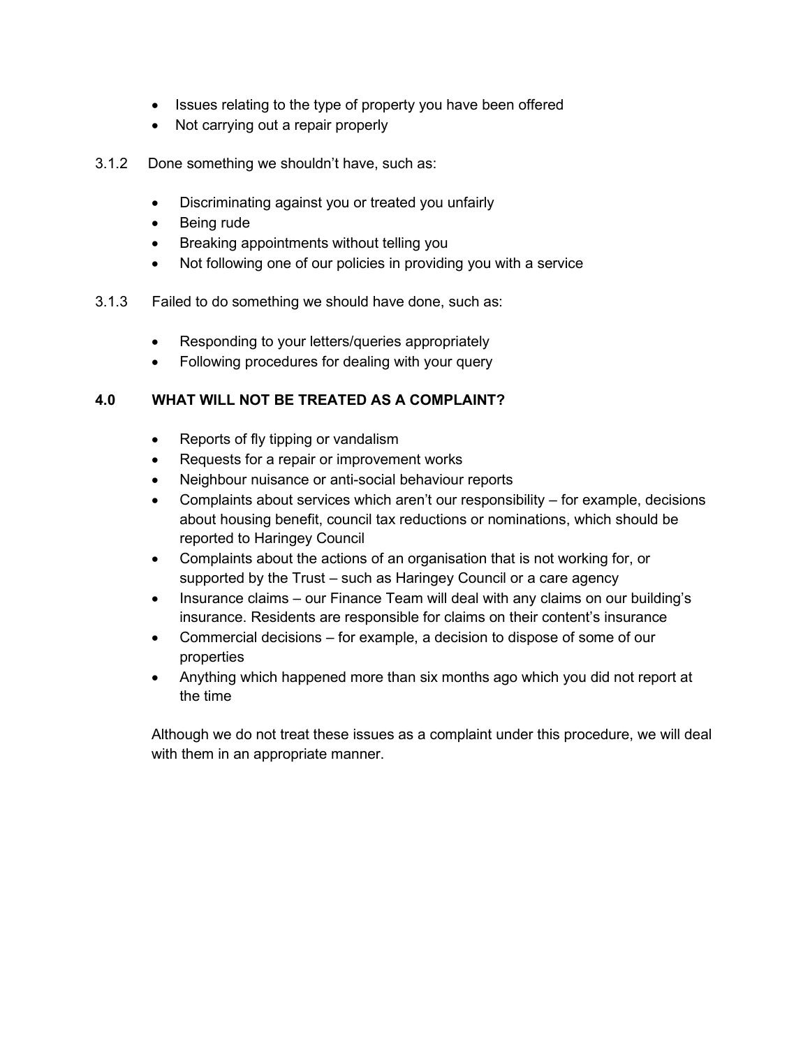- Issues relating to the type of property you have been offered
- Not carrying out a repair properly

3.1.2 Done something we shouldn't have, such as:

- Discriminating against you or treated you unfairly
- Being rude
- Breaking appointments without telling you
- Not following one of our policies in providing you with a service

3.1.3 Failed to do something we should have done, such as:

- Responding to your letters/queries appropriately
- Following procedures for dealing with your query

## 4.0 WHAT WILL NOT BE TREATED AS A COMPLAINT?

- Reports of fly tipping or vandalism
- Requests for a repair or improvement works
- Neighbour nuisance or anti-social behaviour reports
- Complaints about services which aren't our responsibility – for example, decisions about housing benefit, council tax reductions or nominations, which should be reported to Haringey Council
- Complaints about the actions of an organisation that is not working for, or supported by the Trust – such as Haringey Council or a care agency
- Insurance claims – our Finance Team will deal with any claims on our building's insurance. Residents are responsible for claims on their content's insurance
- Commercial decisions – for example, a decision to dispose of some of our properties
- Anything which happened more than six months ago which you did not report at the time

Although we do not treat these issues as a complaint under this procedure, we will deal with them in an appropriate manner.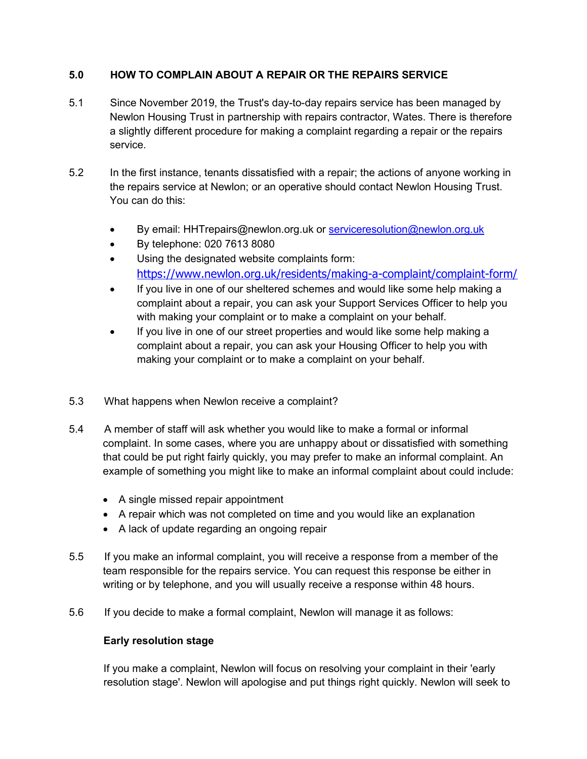## 5.0 HOW TO COMPLAIN ABOUT A REPAIR OR THE REPAIRS SERVICE

5.1 Since November 2019, the Trust's day-to-day repairs service has been managed by Newlon Housing Trust in partnership with repairs contractor, Wates. There is therefore a slightly different procedure for making a complaint regarding a repair or the repairs service.

5.2 In the first instance, tenants dissatisfied with a repair; the actions of anyone working in the repairs service at Newlon; or an operative should contact Newlon Housing Trust. You can do this:

- By email: HHTrepairs@newlon.org.uk or serviceresolution@newlon.org.uk
- By telephone: 020 7613 8080
- Using the designated website complaints form: https://www.newlon.org.uk/residents/making-a-complaint/complaint-form/
- If you live in one of our sheltered schemes and would like some help making a complaint about a repair, you can ask your Support Services Officer to help you with making your complaint or to make a complaint on your behalf.
- If you live in one of our street properties and would like some help making a complaint about a repair, you can ask your Housing Officer to help you with making your complaint or to make a complaint on your behalf.

5.3 What happens when Newlon receive a complaint?

5.4 A member of staff will ask whether you would like to make a formal or informal complaint. In some cases, where you are unhappy about or dissatisfied with something that could be put right fairly quickly, you may prefer to make an informal complaint. An example of something you might like to make an informal complaint about could include:

- A single missed repair appointment
- A repair which was not completed on time and you would like an explanation
- A lack of update regarding an ongoing repair

5.5 If you make an informal complaint, you will receive a response from a member of the team responsible for the repairs service. You can request this response be either in writing or by telephone, and you will usually receive a response within 48 hours.

5.6 If you decide to make a formal complaint, Newlon will manage it as follows:

**Early resolution stage**

If you make a complaint, Newlon will focus on resolving your complaint in their 'early resolution stage'. Newlon will apologise and put things right quickly. Newlon will seek to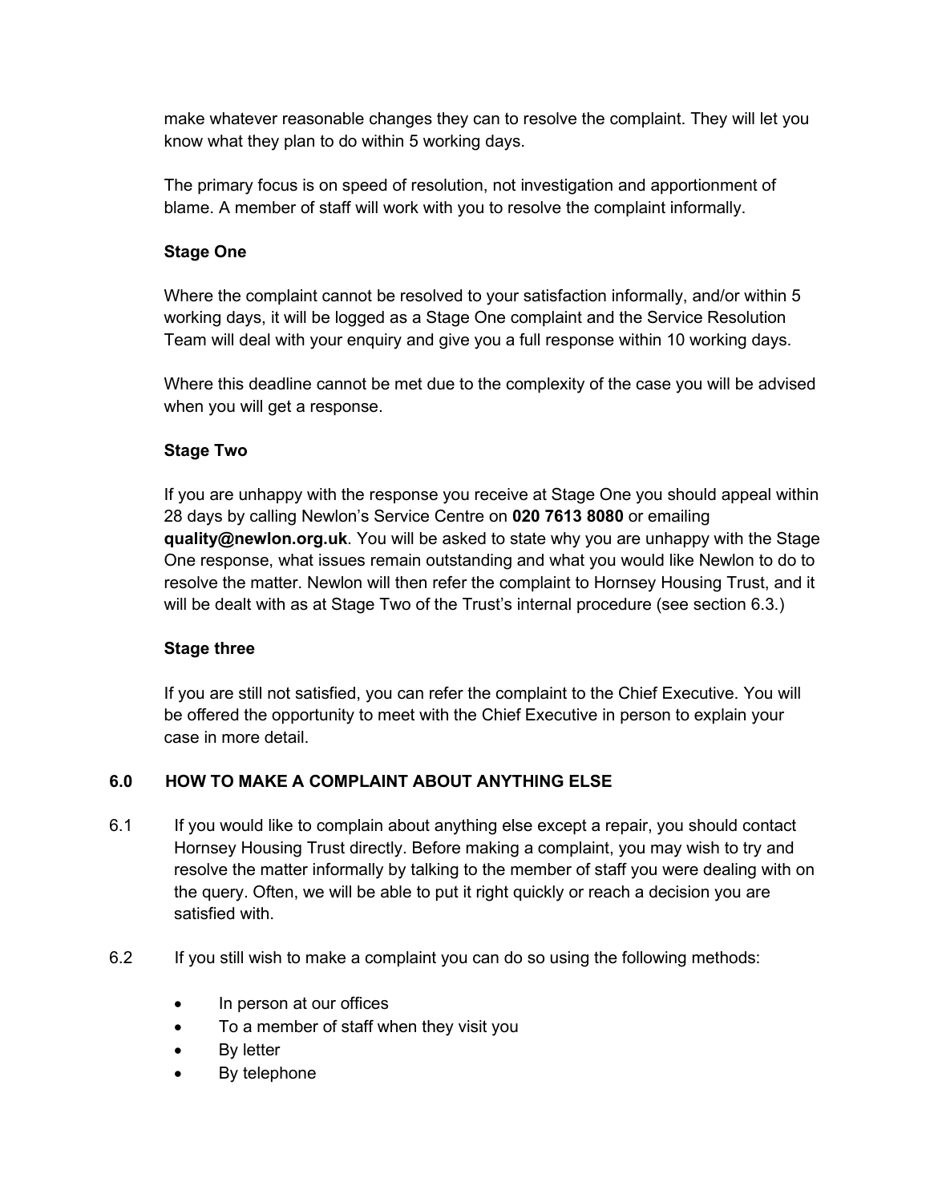make whatever reasonable changes they can to resolve the complaint. They will let you know what they plan to do within 5 working days.

The primary focus is on speed of resolution, not investigation and apportionment of blame. A member of staff will work with you to resolve the complaint informally.

**Stage One**

Where the complaint cannot be resolved to your satisfaction informally, and/or within 5 working days, it will be logged as a Stage One complaint and the Service Resolution Team will deal with your enquiry and give you a full response within 10 working days.

Where this deadline cannot be met due to the complexity of the case you will be advised when you will get a response.

**Stage Two**

If you are unhappy with the response you receive at Stage One you should appeal within 28 days by calling Newlon's Service Centre on **020 7613 8080** or emailing **quality@newlon.org.uk**. You will be asked to state why you are unhappy with the Stage One response, what issues remain outstanding and what you would like Newlon to do to resolve the matter. Newlon will then refer the complaint to Hornsey Housing Trust, and it will be dealt with as at Stage Two of the Trust's internal procedure (see section 6.3.)

**Stage three**

If you are still not satisfied, you can refer the complaint to the Chief Executive. You will be offered the opportunity to meet with the Chief Executive in person to explain your case in more detail.

## 6.0 HOW TO MAKE A COMPLAINT ABOUT ANYTHING ELSE

6.1 If you would like to complain about anything else except a repair, you should contact Hornsey Housing Trust directly. Before making a complaint, you may wish to try and resolve the matter informally by talking to the member of staff you were dealing with on the query. Often, we will be able to put it right quickly or reach a decision you are satisfied with.

6.2 If you still wish to make a complaint you can do so using the following methods:

- In person at our offices
- To a member of staff when they visit you
- By letter
- By telephone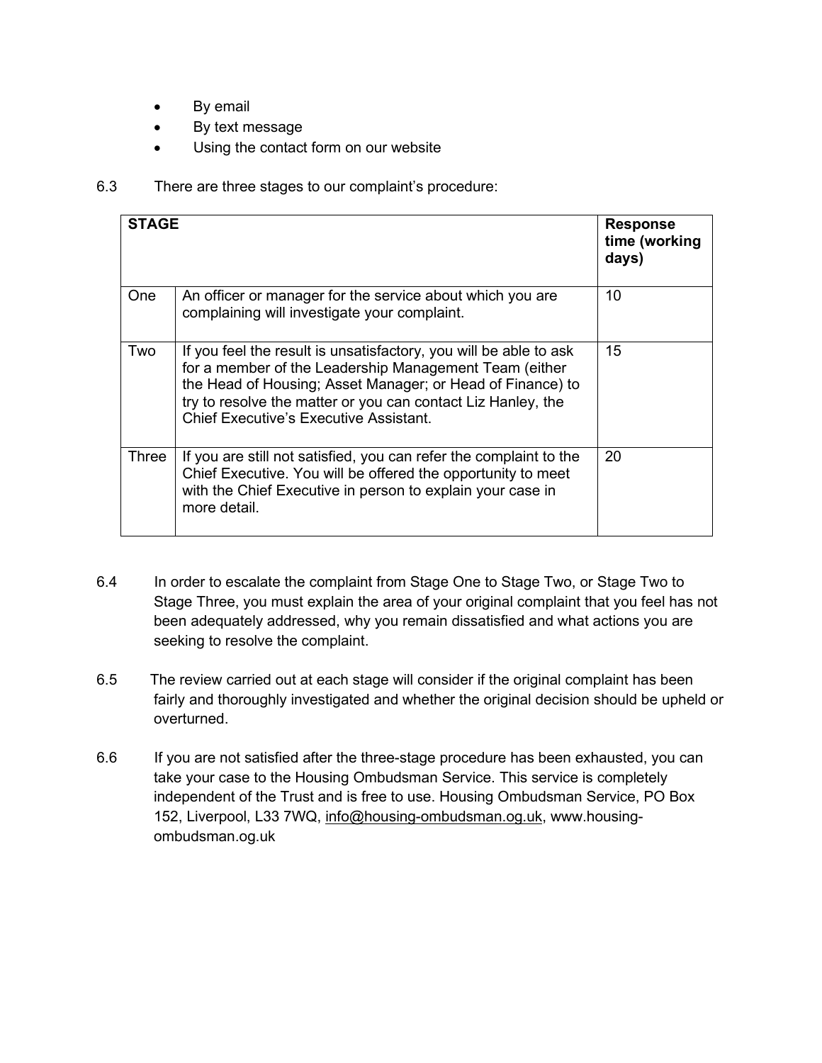- By email
- By text message
- Using the contact form on our website

6.3 There are three stages to our complaint's procedure:

| **STAGE** | | **Response time (working days)** |
|---|---|---|
| One | An officer or manager for the service about which you are complaining will investigate your complaint. | 10 |
| Two | If you feel the result is unsatisfactory, you will be able to ask for a member of the Leadership Management Team (either the Head of Housing; Asset Manager; or Head of Finance) to try to resolve the matter or you can contact Liz Hanley, the Chief Executive's Executive Assistant. | 15 |
| Three | If you are still not satisfied, you can refer the complaint to the Chief Executive. You will be offered the opportunity to meet with the Chief Executive in person to explain your case in more detail. | 20 |

6.4 In order to escalate the complaint from Stage One to Stage Two, or Stage Two to Stage Three, you must explain the area of your original complaint that you feel has not been adequately addressed, why you remain dissatisfied and what actions you are seeking to resolve the complaint.

6.5 The review carried out at each stage will consider if the original complaint has been fairly and thoroughly investigated and whether the original decision should be upheld or overturned.

6.6 If you are not satisfied after the three-stage procedure has been exhausted, you can take your case to the Housing Ombudsman Service. This service is completely independent of the Trust and is free to use. Housing Ombudsman Service, PO Box 152, Liverpool, L33 7WQ, info@housing-ombudsman.og.uk, www.housing-ombudsman.og.uk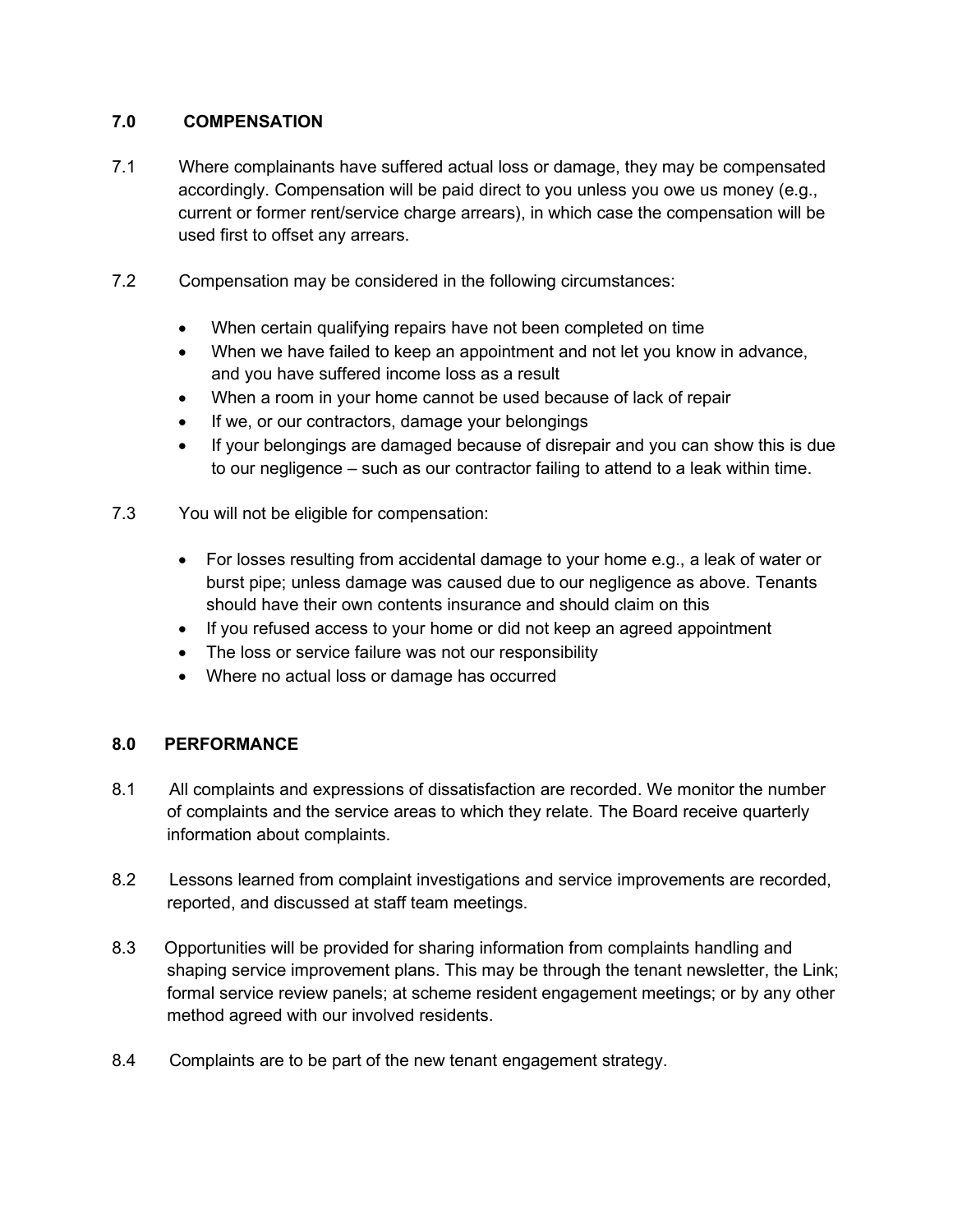## 7.0 COMPENSATION

7.1 Where complainants have suffered actual loss or damage, they may be compensated accordingly. Compensation will be paid direct to you unless you owe us money (e.g., current or former rent/service charge arrears), in which case the compensation will be used first to offset any arrears.

7.2 Compensation may be considered in the following circumstances:

- When certain qualifying repairs have not been completed on time
- When we have failed to keep an appointment and not let you know in advance, and you have suffered income loss as a result
- When a room in your home cannot be used because of lack of repair
- If we, or our contractors, damage your belongings
- If your belongings are damaged because of disrepair and you can show this is due to our negligence – such as our contractor failing to attend to a leak within time.

7.3 You will not be eligible for compensation:

- For losses resulting from accidental damage to your home e.g., a leak of water or burst pipe; unless damage was caused due to our negligence as above. Tenants should have their own contents insurance and should claim on this
- If you refused access to your home or did not keep an agreed appointment
- The loss or service failure was not our responsibility
- Where no actual loss or damage has occurred

## 8.0 PERFORMANCE

8.1 All complaints and expressions of dissatisfaction are recorded. We monitor the number of complaints and the service areas to which they relate. The Board receive quarterly information about complaints.

8.2 Lessons learned from complaint investigations and service improvements are recorded, reported, and discussed at staff team meetings.

8.3 Opportunities will be provided for sharing information from complaints handling and shaping service improvement plans. This may be through the tenant newsletter, the Link; formal service review panels; at scheme resident engagement meetings; or by any other method agreed with our involved residents.

8.4 Complaints are to be part of the new tenant engagement strategy.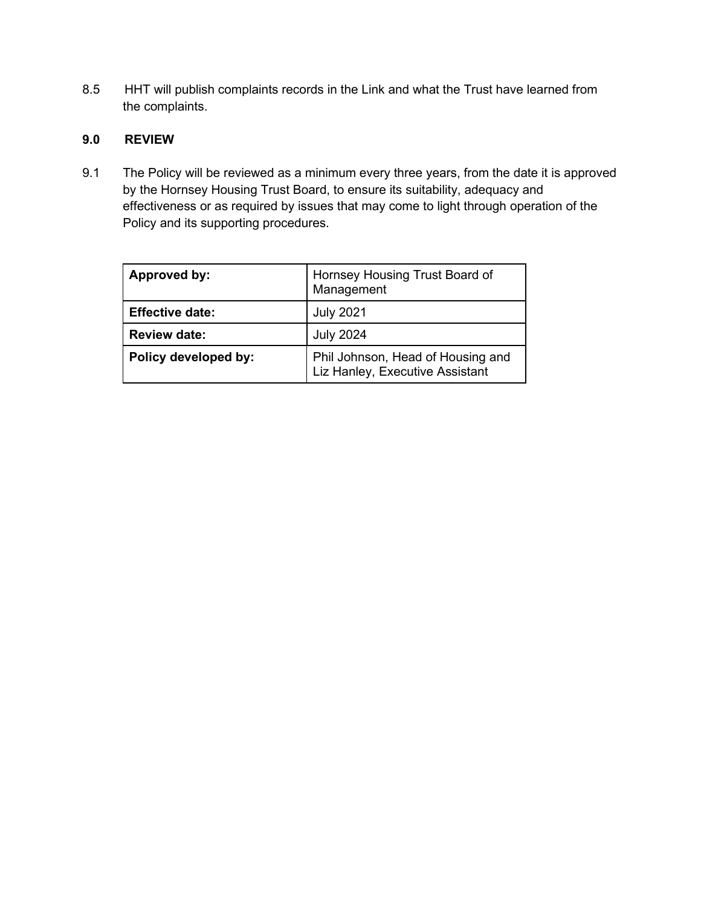8.5 HHT will publish complaints records in the Link and what the Trust have learned from the complaints.

## 9.0 REVIEW

9.1 The Policy will be reviewed as a minimum every three years, from the date it is approved by the Hornsey Housing Trust Board, to ensure its suitability, adequacy and effectiveness or as required by issues that may come to light through operation of the Policy and its supporting procedures.

| | |
|---|---|
| **Approved by:** | Hornsey Housing Trust Board of Management |
| **Effective date:** | July 2021 |
| **Review date:** | July 2024 |
| **Policy developed by:** | Phil Johnson, Head of Housing and Liz Hanley, Executive Assistant |